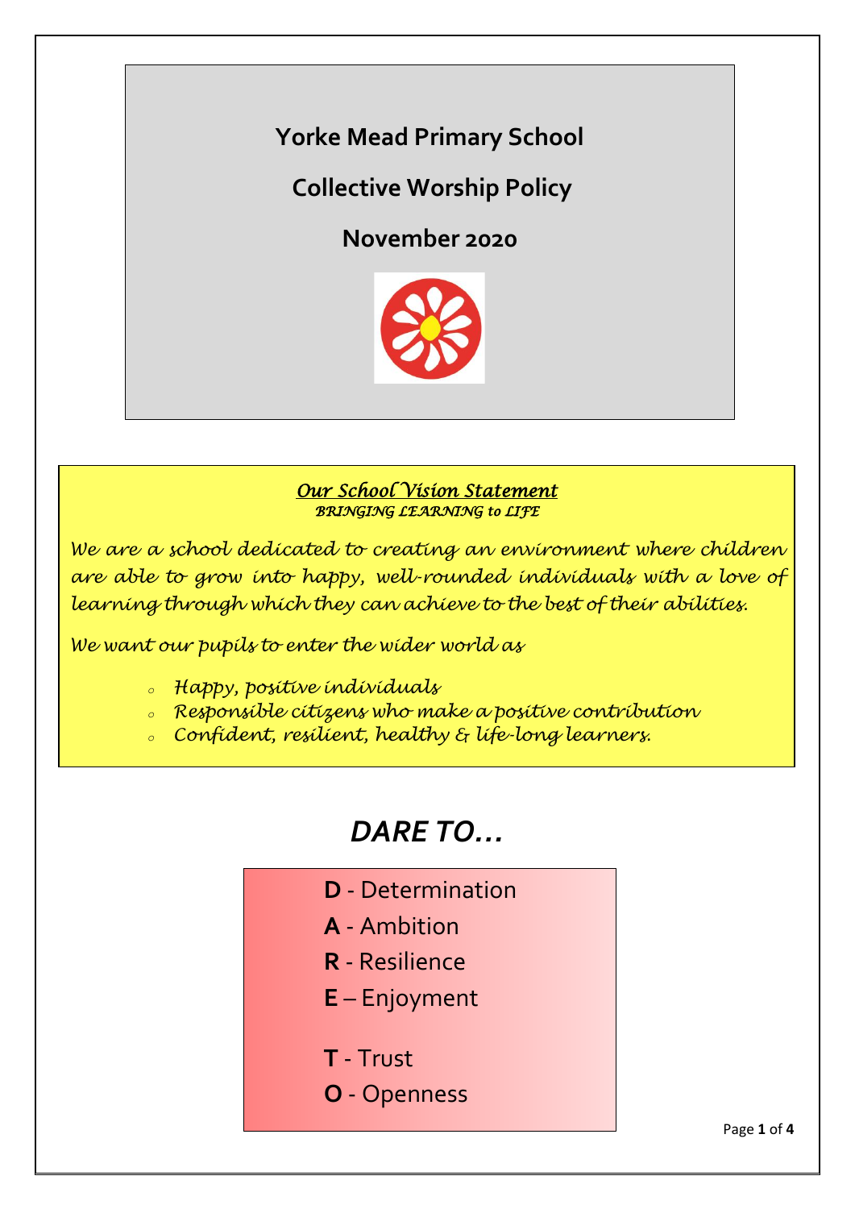# Yorke Mead Primary School

## Collective Worship Policy

## November 2020

***Our School Vision Statement***
***BRINGING LEARNING to LIFE***

*We are a school dedicated to creating an environment where children are able to grow into happy, well-rounded individuals with a love of learning through which they can achieve to the best of their abilities.*

*We want our pupils to enter the wider world as*

- *Happy, positive individuals*
- *Responsible citizens who make a positive contribution*
- *Confident, resilient, healthy & life-long learners.*

## *DARE TO…*

**D** - Determination
**A** - Ambition
**R** - Resilience
**E** – Enjoyment

**T** - Trust
**O** - Openness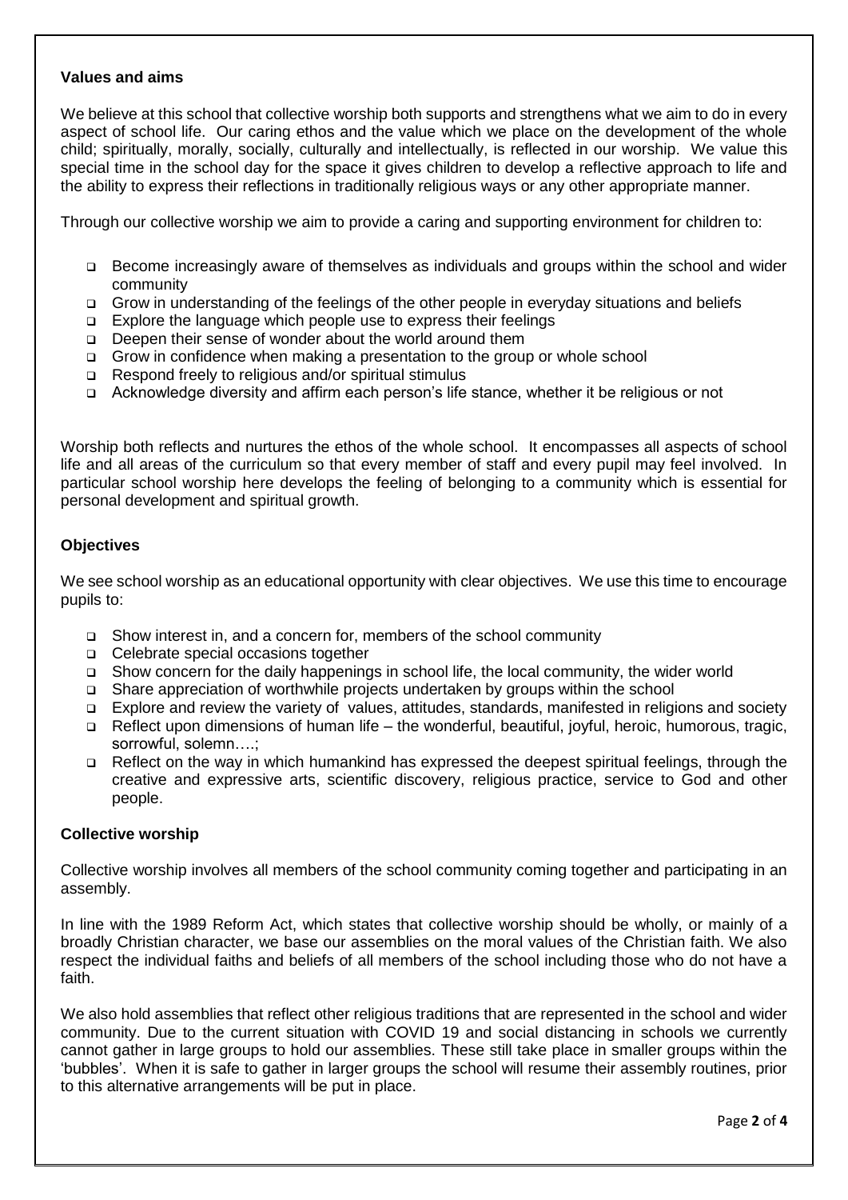**Values and aims**

We believe at this school that collective worship both supports and strengthens what we aim to do in every aspect of school life. Our caring ethos and the value which we place on the development of the whole child; spiritually, morally, socially, culturally and intellectually, is reflected in our worship. We value this special time in the school day for the space it gives children to develop a reflective approach to life and the ability to express their reflections in traditionally religious ways or any other appropriate manner.

Through our collective worship we aim to provide a caring and supporting environment for children to:

- Become increasingly aware of themselves as individuals and groups within the school and wider community
- Grow in understanding of the feelings of the other people in everyday situations and beliefs
- Explore the language which people use to express their feelings
- Deepen their sense of wonder about the world around them
- Grow in confidence when making a presentation to the group or whole school
- Respond freely to religious and/or spiritual stimulus
- Acknowledge diversity and affirm each person's life stance, whether it be religious or not

Worship both reflects and nurtures the ethos of the whole school. It encompasses all aspects of school life and all areas of the curriculum so that every member of staff and every pupil may feel involved. In particular school worship here develops the feeling of belonging to a community which is essential for personal development and spiritual growth.

**Objectives**

We see school worship as an educational opportunity with clear objectives. We use this time to encourage pupils to:

- Show interest in, and a concern for, members of the school community
- Celebrate special occasions together
- Show concern for the daily happenings in school life, the local community, the wider world
- Share appreciation of worthwhile projects undertaken by groups within the school
- Explore and review the variety of values, attitudes, standards, manifested in religions and society
- Reflect upon dimensions of human life – the wonderful, beautiful, joyful, heroic, humorous, tragic, sorrowful, solemn….;
- Reflect on the way in which humankind has expressed the deepest spiritual feelings, through the creative and expressive arts, scientific discovery, religious practice, service to God and other people.

**Collective worship**

Collective worship involves all members of the school community coming together and participating in an assembly.

In line with the 1989 Reform Act, which states that collective worship should be wholly, or mainly of a broadly Christian character, we base our assemblies on the moral values of the Christian faith. We also respect the individual faiths and beliefs of all members of the school including those who do not have a faith.

We also hold assemblies that reflect other religious traditions that are represented in the school and wider community. Due to the current situation with COVID 19 and social distancing in schools we currently cannot gather in large groups to hold our assemblies. These still take place in smaller groups within the 'bubbles'. When it is safe to gather in larger groups the school will resume their assembly routines, prior to this alternative arrangements will be put in place.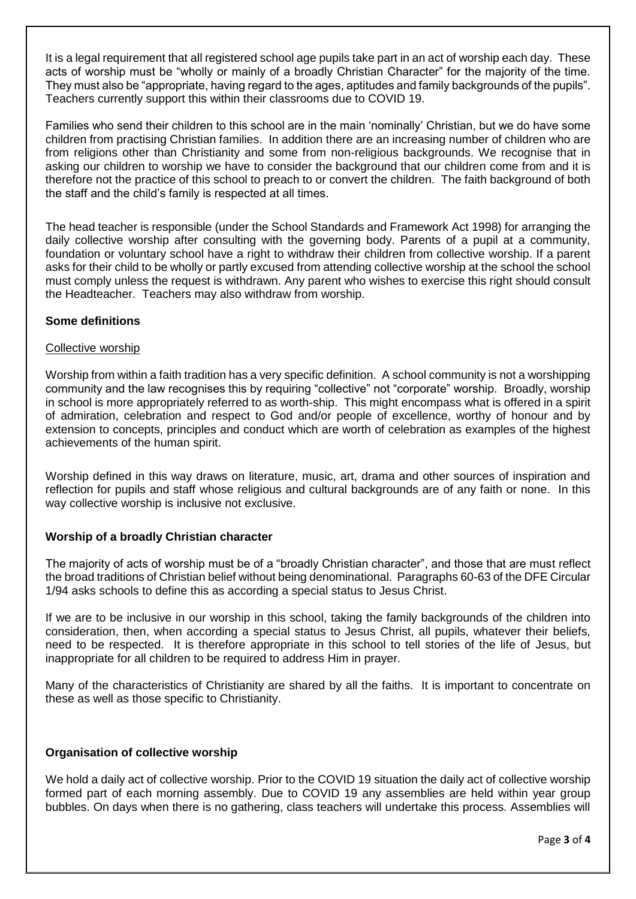It is a legal requirement that all registered school age pupils take part in an act of worship each day. These acts of worship must be "wholly or mainly of a broadly Christian Character" for the majority of the time. They must also be "appropriate, having regard to the ages, aptitudes and family backgrounds of the pupils". Teachers currently support this within their classrooms due to COVID 19.

Families who send their children to this school are in the main 'nominally' Christian, but we do have some children from practising Christian families. In addition there are an increasing number of children who are from religions other than Christianity and some from non-religious backgrounds. We recognise that in asking our children to worship we have to consider the background that our children come from and it is therefore not the practice of this school to preach to or convert the children. The faith background of both the staff and the child's family is respected at all times.

The head teacher is responsible (under the School Standards and Framework Act 1998) for arranging the daily collective worship after consulting with the governing body. Parents of a pupil at a community, foundation or voluntary school have a right to withdraw their children from collective worship. If a parent asks for their child to be wholly or partly excused from attending collective worship at the school the school must comply unless the request is withdrawn. Any parent who wishes to exercise this right should consult the Headteacher. Teachers may also withdraw from worship.

## Some definitions

### Collective worship

Worship from within a faith tradition has a very specific definition. A school community is not a worshipping community and the law recognises this by requiring "collective" not "corporate" worship. Broadly, worship in school is more appropriately referred to as worth-ship. This might encompass what is offered in a spirit of admiration, celebration and respect to God and/or people of excellence, worthy of honour and by extension to concepts, principles and conduct which are worth of celebration as examples of the highest achievements of the human spirit.

Worship defined in this way draws on literature, music, art, drama and other sources of inspiration and reflection for pupils and staff whose religious and cultural backgrounds are of any faith or none. In this way collective worship is inclusive not exclusive.

## Worship of a broadly Christian character

The majority of acts of worship must be of a "broadly Christian character", and those that are must reflect the broad traditions of Christian belief without being denominational. Paragraphs 60-63 of the DFE Circular 1/94 asks schools to define this as according a special status to Jesus Christ.

If we are to be inclusive in our worship in this school, taking the family backgrounds of the children into consideration, then, when according a special status to Jesus Christ, all pupils, whatever their beliefs, need to be respected. It is therefore appropriate in this school to tell stories of the life of Jesus, but inappropriate for all children to be required to address Him in prayer.

Many of the characteristics of Christianity are shared by all the faiths. It is important to concentrate on these as well as those specific to Christianity.

## Organisation of collective worship

We hold a daily act of collective worship. Prior to the COVID 19 situation the daily act of collective worship formed part of each morning assembly. Due to COVID 19 any assemblies are held within year group bubbles. On days when there is no gathering, class teachers will undertake this process. Assemblies will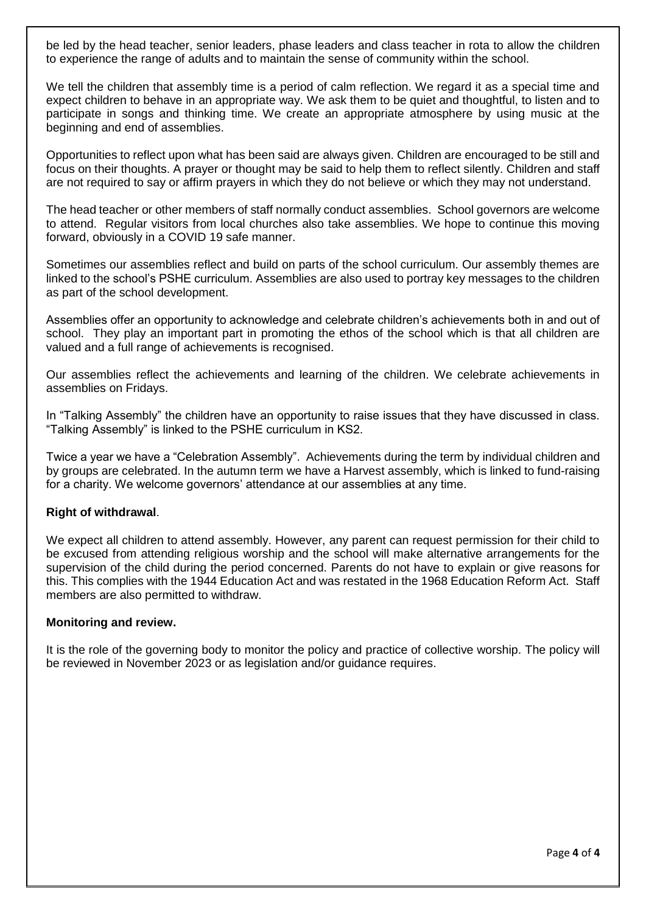be led by the head teacher, senior leaders, phase leaders and class teacher in rota to allow the children to experience the range of adults and to maintain the sense of community within the school.

We tell the children that assembly time is a period of calm reflection. We regard it as a special time and expect children to behave in an appropriate way. We ask them to be quiet and thoughtful, to listen and to participate in songs and thinking time. We create an appropriate atmosphere by using music at the beginning and end of assemblies.

Opportunities to reflect upon what has been said are always given. Children are encouraged to be still and focus on their thoughts. A prayer or thought may be said to help them to reflect silently. Children and staff are not required to say or affirm prayers in which they do not believe or which they may not understand.

The head teacher or other members of staff normally conduct assemblies. School governors are welcome to attend. Regular visitors from local churches also take assemblies. We hope to continue this moving forward, obviously in a COVID 19 safe manner.

Sometimes our assemblies reflect and build on parts of the school curriculum. Our assembly themes are linked to the school's PSHE curriculum. Assemblies are also used to portray key messages to the children as part of the school development.

Assemblies offer an opportunity to acknowledge and celebrate children's achievements both in and out of school. They play an important part in promoting the ethos of the school which is that all children are valued and a full range of achievements is recognised.

Our assemblies reflect the achievements and learning of the children. We celebrate achievements in assemblies on Fridays.

In "Talking Assembly" the children have an opportunity to raise issues that they have discussed in class. "Talking Assembly" is linked to the PSHE curriculum in KS2.

Twice a year we have a "Celebration Assembly". Achievements during the term by individual children and by groups are celebrated. In the autumn term we have a Harvest assembly, which is linked to fund-raising for a charity. We welcome governors' attendance at our assemblies at any time.

**Right of withdrawal**.

We expect all children to attend assembly. However, any parent can request permission for their child to be excused from attending religious worship and the school will make alternative arrangements for the supervision of the child during the period concerned. Parents do not have to explain or give reasons for this. This complies with the 1944 Education Act and was restated in the 1968 Education Reform Act. Staff members are also permitted to withdraw.

**Monitoring and review.**

It is the role of the governing body to monitor the policy and practice of collective worship. The policy will be reviewed in November 2023 or as legislation and/or guidance requires.